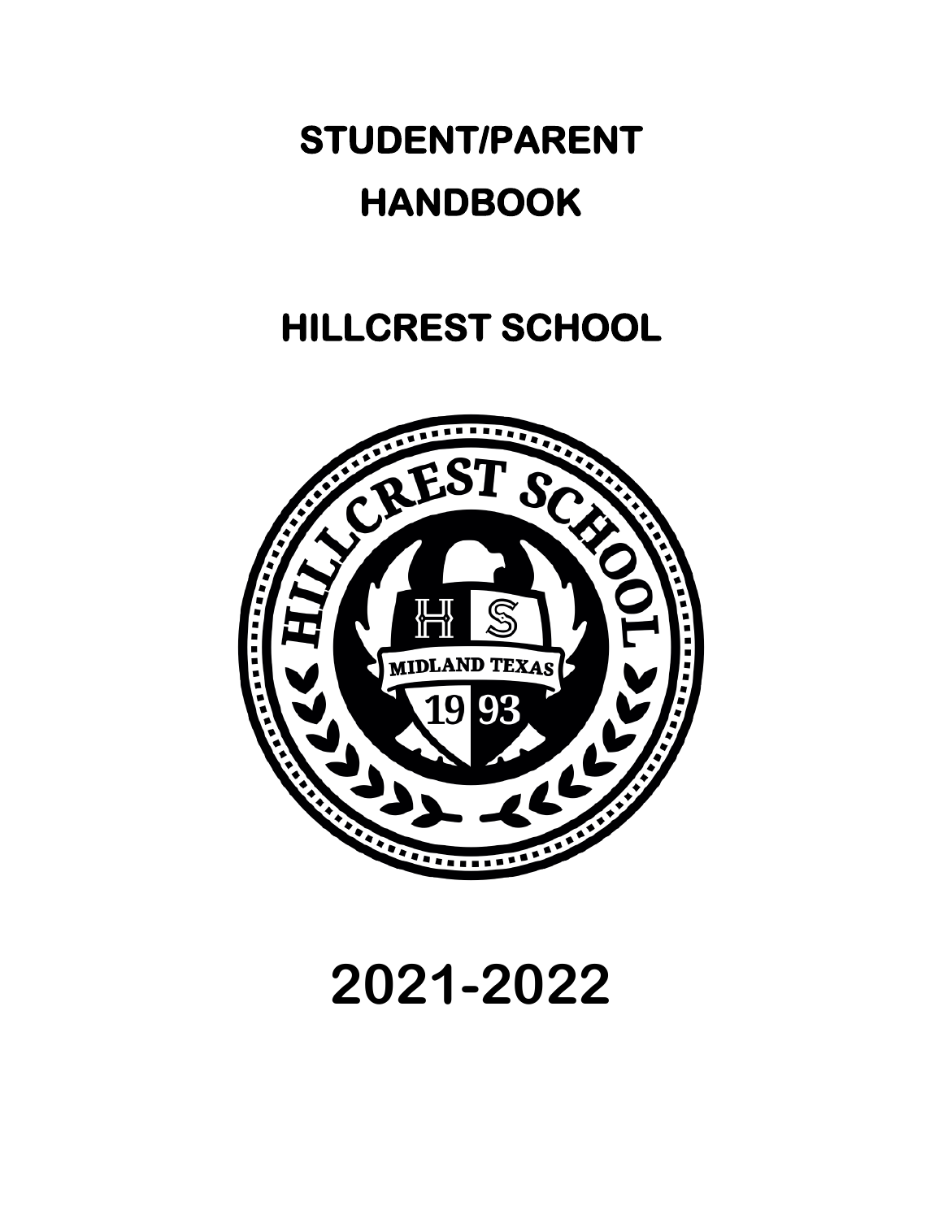# STUDENT/PARENT HANDBOOK

# HILLCREST SCHOOL

# 2021-2022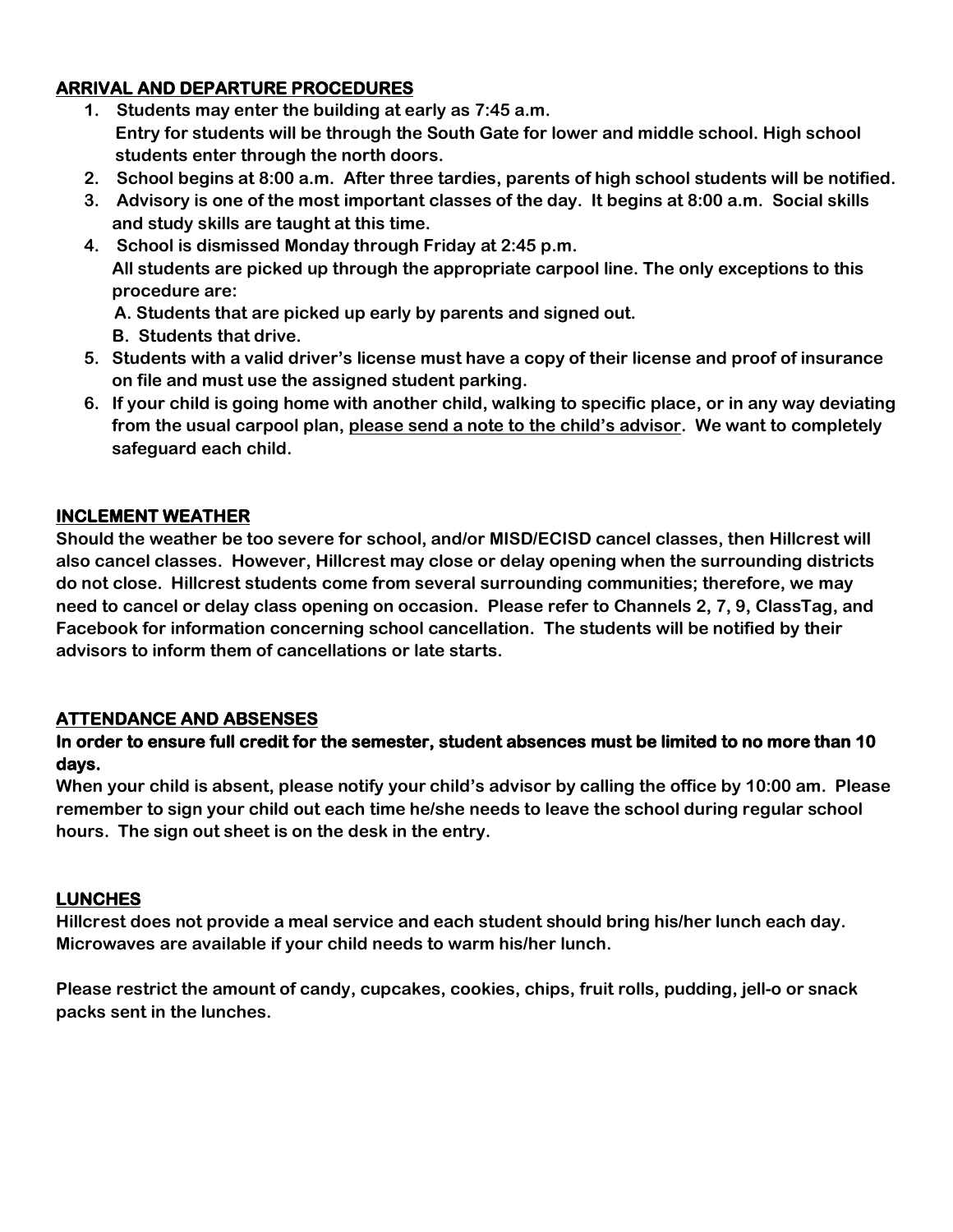## ARRIVAL AND DEPARTURE PROCEDURES

1. **Students may enter the building at early as 7:45 a.m.**
   **Entry for students will be through the South Gate for lower and middle school. High school students enter through the north doors.**
2. **School begins at 8:00 a.m. After three tardies, parents of high school students will be notified.**
3. **Advisory is one of the most important classes of the day. It begins at 8:00 a.m. Social skills and study skills are taught at this time.**
4. **School is dismissed Monday through Friday at 2:45 p.m.**
   **All students are picked up through the appropriate carpool line. The only exceptions to this procedure are:**
   **A. Students that are picked up early by parents and signed out.**
   **B. Students that drive.**
5. **Students with a valid driver's license must have a copy of their license and proof of insurance on file and must use the assigned student parking.**
6. **If your child is going home with another child, walking to specific place, or in any way deviating from the usual carpool plan, <u>please send a note to the child's advisor</u>. We want to completely safeguard each child.**

## INCLEMENT WEATHER

**Should the weather be too severe for school, and/or MISD/ECISD cancel classes, then Hillcrest will also cancel classes. However, Hillcrest may close or delay opening when the surrounding districts do not close. Hillcrest students come from several surrounding communities; therefore, we may need to cancel or delay class opening on occasion. Please refer to Channels 2, 7, 9, ClassTag, and Facebook for information concerning school cancellation. The students will be notified by their advisors to inform them of cancellations or late starts.**

## ATTENDANCE AND ABSENSES

**In order to ensure full credit for the semester, student absences must be limited to no more than 10 days.**

**When your child is absent, please notify your child's advisor by calling the office by 10:00 am. Please remember to sign your child out each time he/she needs to leave the school during regular school hours. The sign out sheet is on the desk in the entry.**

## LUNCHES

**Hillcrest does not provide a meal service and each student should bring his/her lunch each day. Microwaves are available if your child needs to warm his/her lunch.**

**Please restrict the amount of candy, cupcakes, cookies, chips, fruit rolls, pudding, jell-o or snack packs sent in the lunches.**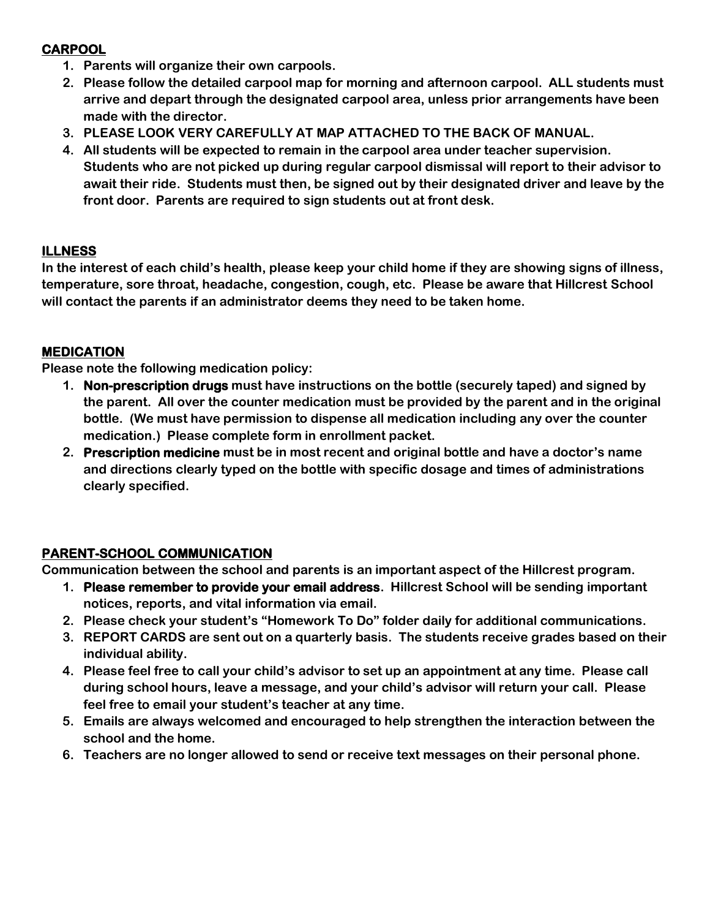## CARPOOL

1. Parents will organize their own carpools.
2. Please follow the detailed carpool map for morning and afternoon carpool. ALL students must arrive and depart through the designated carpool area, unless prior arrangements have been made with the director.
3. PLEASE LOOK VERY CAREFULLY AT MAP ATTACHED TO THE BACK OF MANUAL.
4. All students will be expected to remain in the carpool area under teacher supervision. Students who are not picked up during regular carpool dismissal will report to their advisor to await their ride. Students must then, be signed out by their designated driver and leave by the front door. Parents are required to sign students out at front desk.

## ILLNESS

In the interest of each child's health, please keep your child home if they are showing signs of illness, temperature, sore throat, headache, congestion, cough, etc. Please be aware that Hillcrest School will contact the parents if an administrator deems they need to be taken home.

## MEDICATION

Please note the following medication policy:

1. **Non-prescription drugs** must have instructions on the bottle (securely taped) and signed by the parent. All over the counter medication must be provided by the parent and in the original bottle. (We must have permission to dispense all medication including any over the counter medication.) Please complete form in enrollment packet.
2. **Prescription medicine** must be in most recent and original bottle and have a doctor's name and directions clearly typed on the bottle with specific dosage and times of administrations clearly specified.

## PARENT-SCHOOL COMMUNICATION

Communication between the school and parents is an important aspect of the Hillcrest program.

1. **Please remember to provide your email address**. Hillcrest School will be sending important notices, reports, and vital information via email.
2. Please check your student's "Homework To Do" folder daily for additional communications.
3. REPORT CARDS are sent out on a quarterly basis. The students receive grades based on their individual ability.
4. Please feel free to call your child's advisor to set up an appointment at any time. Please call during school hours, leave a message, and your child's advisor will return your call. Please feel free to email your student's teacher at any time.
5. Emails are always welcomed and encouraged to help strengthen the interaction between the school and the home.
6. Teachers are no longer allowed to send or receive text messages on their personal phone.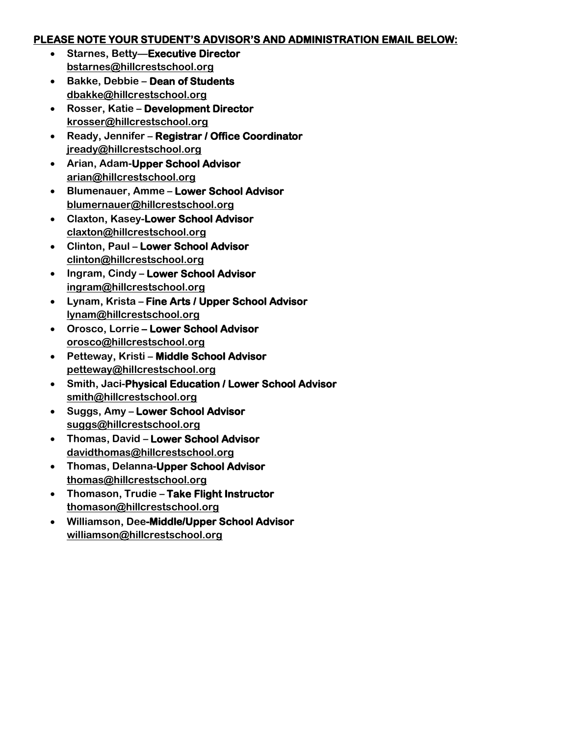**PLEASE NOTE YOUR STUDENT'S ADVISOR'S AND ADMINISTRATION EMAIL BELOW:**

- Starnes, Betty—**Executive Director**
  bstarnes@hillcrestschool.org
- Bakke, Debbie – **Dean of Students**
  dbakke@hillcrestschool.org
- Rosser, Katie – **Development Director**
  krosser@hillcrestschool.org
- Ready, Jennifer – **Registrar / Office Coordinator**
  jready@hillcrestschool.org
- Arian, Adam-**Upper School Advisor**
  arian@hillcrestschool.org
- Blumenauer, Amme – **Lower School Advisor**
  blumernauer@hillcrestschool.org
- Claxton, Kasey-**Lower School Advisor**
  claxton@hillcrestschool.org
- Clinton, Paul – **Lower School Advisor**
  clinton@hillcrestschool.org
- Ingram, Cindy – **Lower School Advisor**
  ingram@hillcrestschool.org
- Lynam, Krista – **Fine Arts / Upper School Advisor**
  lynam@hillcrestschool.org
- Orosco, Lorrie **– Lower School Advisor**
  orosco@hillcrestschool.org
- Petteway, Kristi – **Middle School Advisor**
  petteway@hillcrestschool.org
- Smith, Jaci-**Physical Education / Lower School Advisor**
  smith@hillcrestschool.org
- Suggs, Amy – **Lower School Advisor**
  suggs@hillcrestschool.org
- Thomas, David – **Lower School Advisor**
  davidthomas@hillcrestschool.org
- Thomas, Delanna-**Upper School Advisor**
  thomas@hillcrestschool.org
- Thomason, Trudie – **Take Flight Instructor**
  thomason@hillcrestschool.org
- Williamson, Dee**-Middle/Upper School Advisor**
  williamson@hillcrestschool.org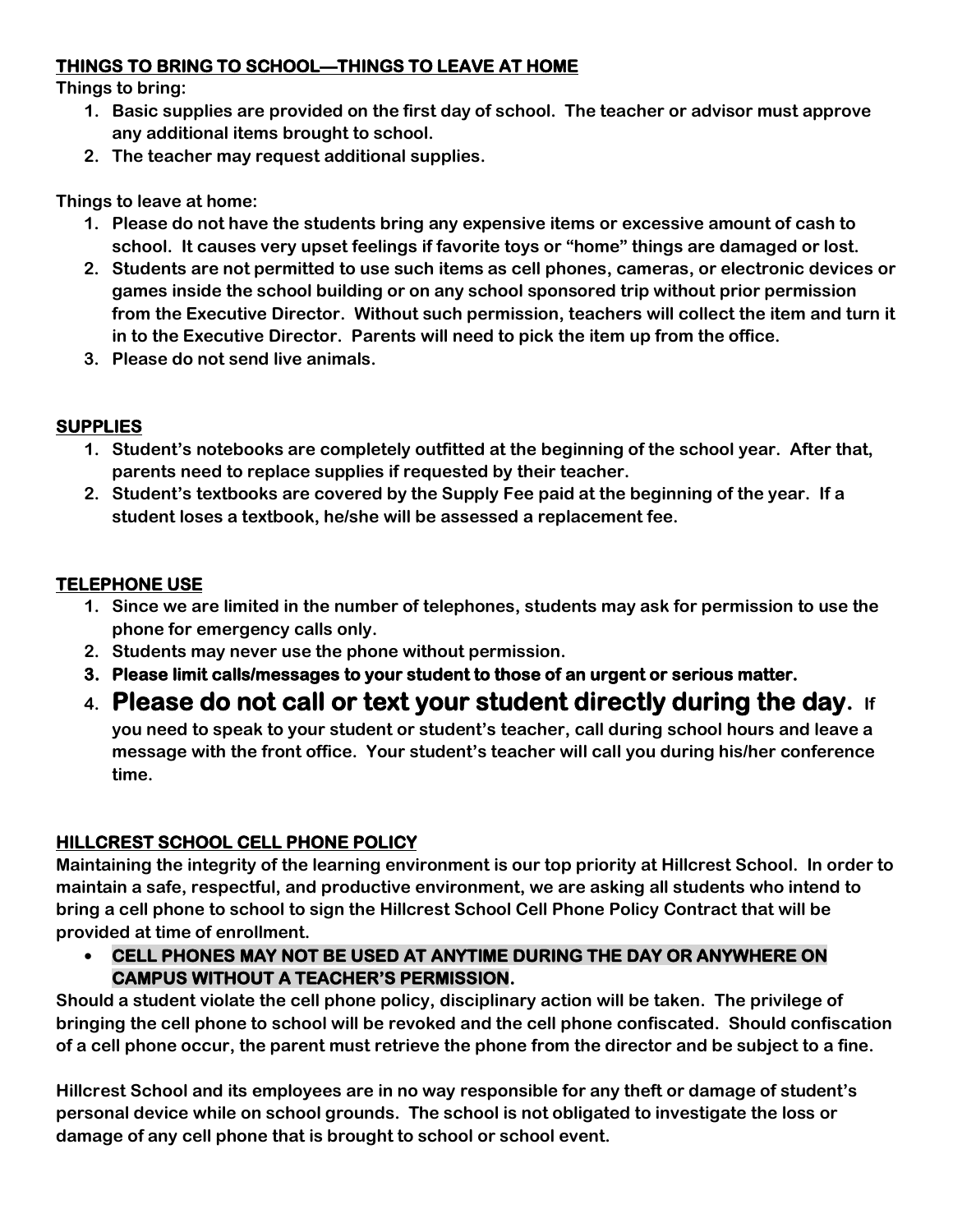## THINGS TO BRING TO SCHOOL—THINGS TO LEAVE AT HOME

**Things to bring:**

1. **Basic supplies are provided on the first day of school. The teacher or advisor must approve any additional items brought to school.**
2. **The teacher may request additional supplies.**

**Things to leave at home:**

1. **Please do not have the students bring any expensive items or excessive amount of cash to school. It causes very upset feelings if favorite toys or "home" things are damaged or lost.**
2. **Students are not permitted to use such items as cell phones, cameras, or electronic devices or games inside the school building or on any school sponsored trip without prior permission from the Executive Director. Without such permission, teachers will collect the item and turn it in to the Executive Director. Parents will need to pick the item up from the office.**
3. **Please do not send live animals.**

## SUPPLIES

1. **Student's notebooks are completely outfitted at the beginning of the school year. After that, parents need to replace supplies if requested by their teacher.**
2. **Student's textbooks are covered by the Supply Fee paid at the beginning of the year. If a student loses a textbook, he/she will be assessed a replacement fee.**

## TELEPHONE USE

1. **Since we are limited in the number of telephones, students may ask for permission to use the phone for emergency calls only.**
2. **Students may never use the phone without permission.**
3. **Please limit calls/messages to your student to those of an urgent or serious matter.**
4. **Please do not call or text your student directly during the day. If you need to speak to your student or student's teacher, call during school hours and leave a message with the front office. Your student's teacher will call you during his/her conference time.**

## HILLCREST SCHOOL CELL PHONE POLICY

**Maintaining the integrity of the learning environment is our top priority at Hillcrest School. In order to maintain a safe, respectful, and productive environment, we are asking all students who intend to bring a cell phone to school to sign the Hillcrest School Cell Phone Policy Contract that will be provided at time of enrollment.**

- **CELL PHONES MAY NOT BE USED AT ANYTIME DURING THE DAY OR ANYWHERE ON CAMPUS WITHOUT A TEACHER'S PERMISSION.**

**Should a student violate the cell phone policy, disciplinary action will be taken. The privilege of bringing the cell phone to school will be revoked and the cell phone confiscated. Should confiscation of a cell phone occur, the parent must retrieve the phone from the director and be subject to a fine.**

**Hillcrest School and its employees are in no way responsible for any theft or damage of student's personal device while on school grounds. The school is not obligated to investigate the loss or damage of any cell phone that is brought to school or school event.**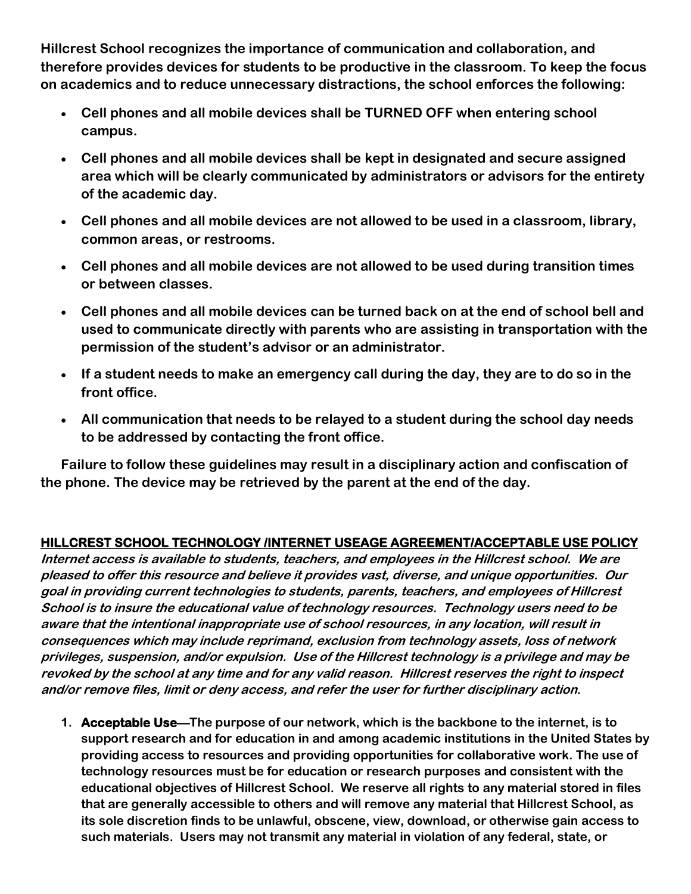**Hillcrest School recognizes the importance of communication and collaboration, and therefore provides devices for students to be productive in the classroom. To keep the focus on academics and to reduce unnecessary distractions, the school enforces the following:**

- **Cell phones and all mobile devices shall be TURNED OFF when entering school campus.**
- **Cell phones and all mobile devices shall be kept in designated and secure assigned area which will be clearly communicated by administrators or advisors for the entirety of the academic day.**
- **Cell phones and all mobile devices are not allowed to be used in a classroom, library, common areas, or restrooms.**
- **Cell phones and all mobile devices are not allowed to be used during transition times or between classes.**
- **Cell phones and all mobile devices can be turned back on at the end of school bell and used to communicate directly with parents who are assisting in transportation with the permission of the student's advisor or an administrator.**
- **If a student needs to make an emergency call during the day, they are to do so in the front office.**
- **All communication that needs to be relayed to a student during the school day needs to be addressed by contacting the front office.**

**Failure to follow these guidelines may result in a disciplinary action and confiscation of the phone. The device may be retrieved by the parent at the end of the day.**

## HILLCREST SCHOOL TECHNOLOGY /INTERNET USEAGE AGREEMENT/ACCEPTABLE USE POLICY

***Internet access is available to students, teachers, and employees in the Hillcrest school. We are pleased to offer this resource and believe it provides vast, diverse, and unique opportunities. Our goal in providing current technologies to students, parents, teachers, and employees of Hillcrest School is to insure the educational value of technology resources. Technology users need to be aware that the intentional inappropriate use of school resources, in any location, will result in consequences which may include reprimand, exclusion from technology assets, loss of network privileges, suspension, and/or expulsion. Use of the Hillcrest technology is a privilege and may be revoked by the school at any time and for any valid reason. Hillcrest reserves the right to inspect and/or remove files, limit or deny access, and refer the user for further disciplinary action.***

1. **Acceptable Use—The purpose of our network, which is the backbone to the internet, is to support research and for education in and among academic institutions in the United States by providing access to resources and providing opportunities for collaborative work. The use of technology resources must be for education or research purposes and consistent with the educational objectives of Hillcrest School. We reserve all rights to any material stored in files that are generally accessible to others and will remove any material that Hillcrest School, as its sole discretion finds to be unlawful, obscene, view, download, or otherwise gain access to such materials. Users may not transmit any material in violation of any federal, state, or**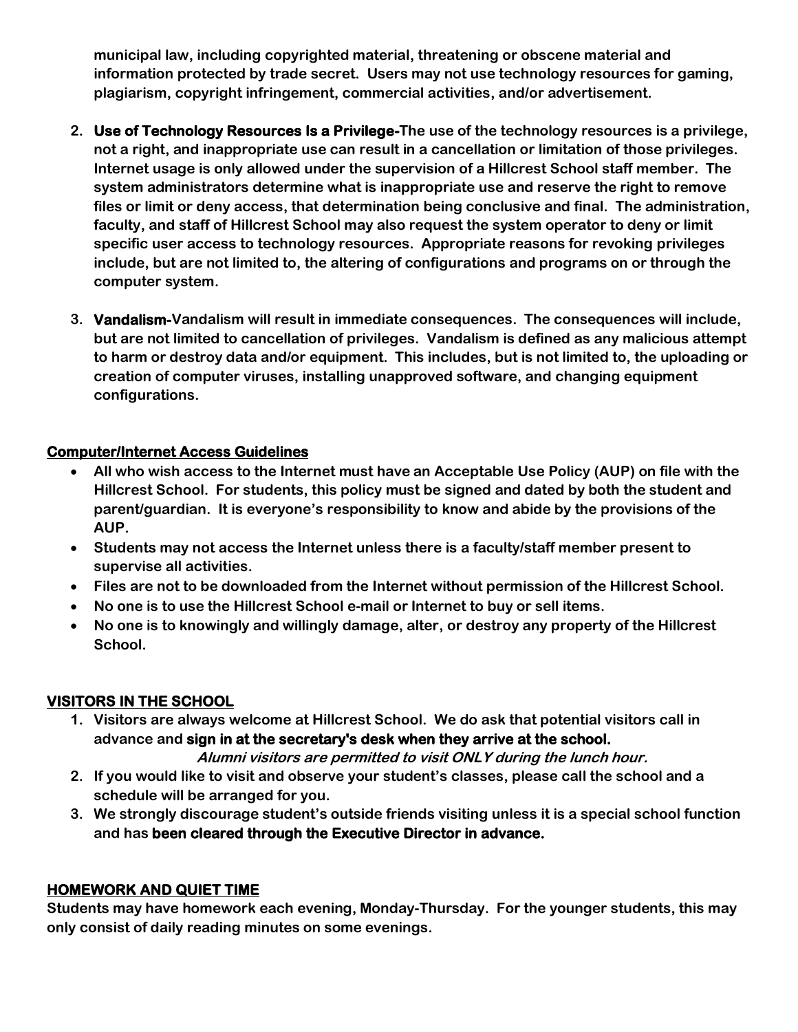municipal law, including copyrighted material, threatening or obscene material and information protected by trade secret. Users may not use technology resources for gaming, plagiarism, copyright infringement, commercial activities, and/or advertisement.

2. **Use of Technology Resources Is a Privilege-**The use of the technology resources is a privilege, not a right, and inappropriate use can result in a cancellation or limitation of those privileges. Internet usage is only allowed under the supervision of a Hillcrest School staff member. The system administrators determine what is inappropriate use and reserve the right to remove files or limit or deny access, that determination being conclusive and final. The administration, faculty, and staff of Hillcrest School may also request the system operator to deny or limit specific user access to technology resources. Appropriate reasons for revoking privileges include, but are not limited to, the altering of configurations and programs on or through the computer system.

3. **Vandalism-**Vandalism will result in immediate consequences. The consequences will include, but are not limited to cancellation of privileges. Vandalism is defined as any malicious attempt to harm or destroy data and/or equipment. This includes, but is not limited to, the uploading or creation of computer viruses, installing unapproved software, and changing equipment configurations.

## Computer/Internet Access Guidelines

- All who wish access to the Internet must have an Acceptable Use Policy (AUP) on file with the Hillcrest School. For students, this policy must be signed and dated by both the student and parent/guardian. It is everyone's responsibility to know and abide by the provisions of the AUP.
- Students may not access the Internet unless there is a faculty/staff member present to supervise all activities.
- Files are not to be downloaded from the Internet without permission of the Hillcrest School.
- No one is to use the Hillcrest School e-mail or Internet to buy or sell items.
- No one is to knowingly and willingly damage, alter, or destroy any property of the Hillcrest School.

## VISITORS IN THE SCHOOL

1. Visitors are always welcome at Hillcrest School. We do ask that potential visitors call in advance and **sign in at the secretary's desk when they arrive at the school.**
   ***Alumni visitors are permitted to visit ONLY during the lunch hour.***
2. If you would like to visit and observe your student's classes, please call the school and a schedule will be arranged for you.
3. We strongly discourage student's outside friends visiting unless it is a special school function and has **been cleared through the Executive Director in advance.**

## HOMEWORK AND QUIET TIME

Students may have homework each evening, Monday-Thursday. For the younger students, this may only consist of daily reading minutes on some evenings.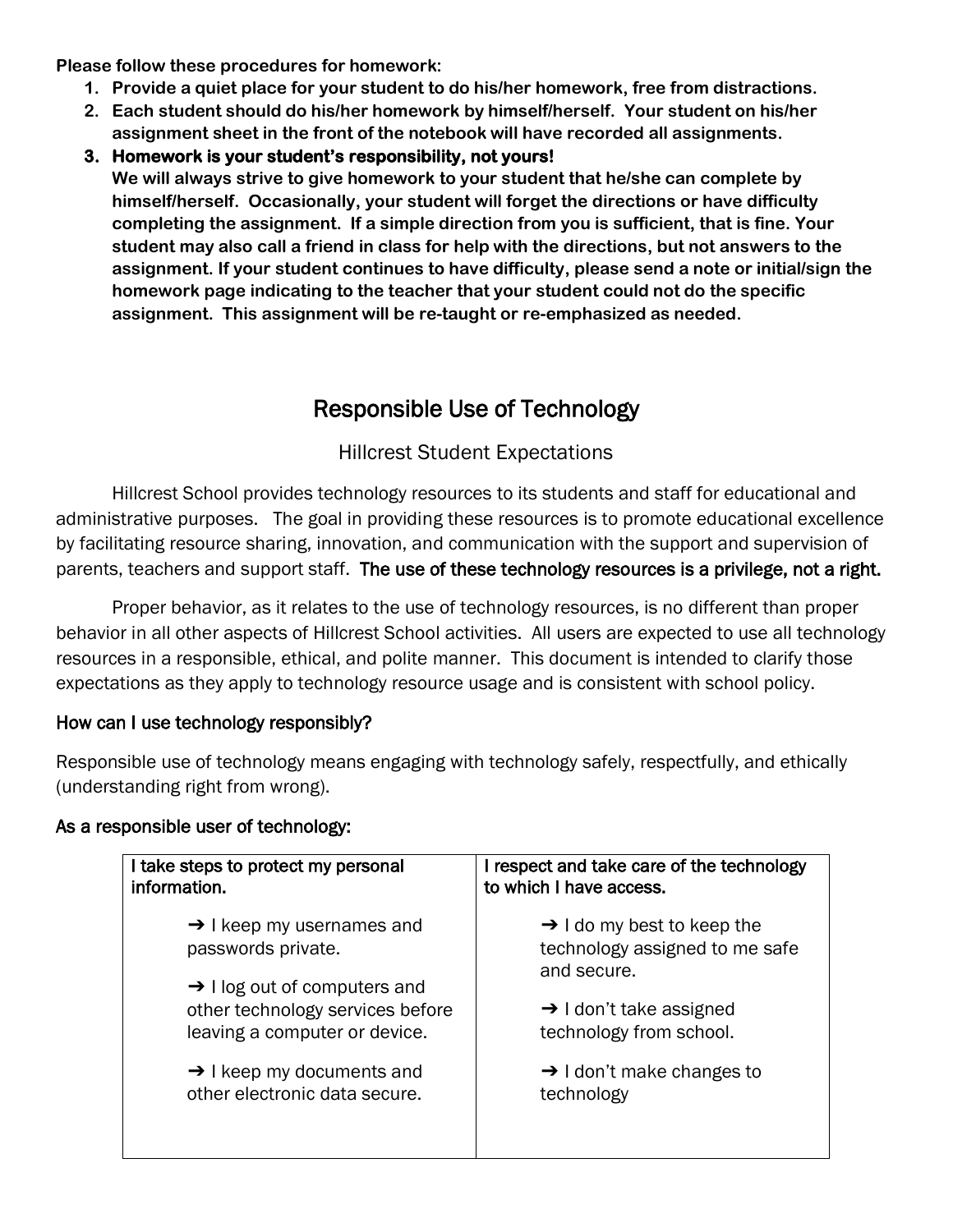**Please follow these procedures for homework:**

1. **Provide a quiet place for your student to do his/her homework, free from distractions.**
2. **Each student should do his/her homework by himself/herself. Your student on his/her assignment sheet in the front of the notebook will have recorded all assignments.**
3. **Homework is your student's responsibility, not yours!**
   **We will always strive to give homework to your student that he/she can complete by himself/herself. Occasionally, your student will forget the directions or have difficulty completing the assignment. If a simple direction from you is sufficient, that is fine. Your student may also call a friend in class for help with the directions, but not answers to the assignment. If your student continues to have difficulty, please send a note or initial/sign the homework page indicating to the teacher that your student could not do the specific assignment. This assignment will be re-taught or re-emphasized as needed.**

# Responsible Use of Technology

## Hillcrest Student Expectations

Hillcrest School provides technology resources to its students and staff for educational and administrative purposes. The goal in providing these resources is to promote educational excellence by facilitating resource sharing, innovation, and communication with the support and supervision of parents, teachers and support staff. **The use of these technology resources is a privilege, not a right.**

Proper behavior, as it relates to the use of technology resources, is no different than proper behavior in all other aspects of Hillcrest School activities. All users are expected to use all technology resources in a responsible, ethical, and polite manner. This document is intended to clarify those expectations as they apply to technology resource usage and is consistent with school policy.

### How can I use technology responsibly?

Responsible use of technology means engaging with technology safely, respectfully, and ethically (understanding right from wrong).

### As a responsible user of technology:

| I take steps to protect my personal information. | I respect and take care of the technology to which I have access. |
| --- | --- |
| ➔ I keep my usernames and passwords private.<br><br>➔ I log out of computers and other technology services before leaving a computer or device.<br><br>➔ I keep my documents and other electronic data secure. | ➔ I do my best to keep the technology assigned to me safe and secure.<br><br>➔ I don't take assigned technology from school.<br><br>➔ I don't make changes to technology |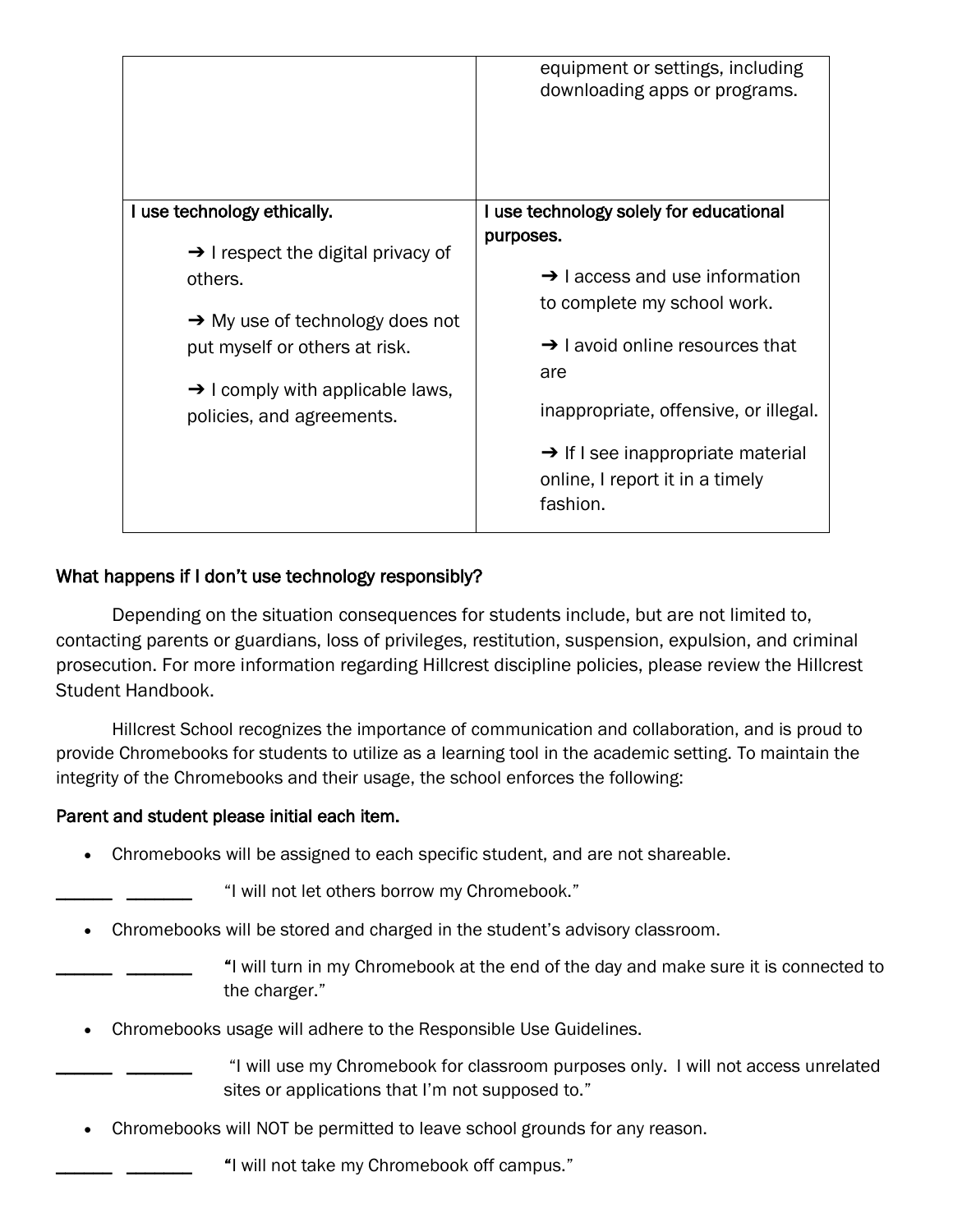| | |
|---|---|
| | equipment or settings, including downloading apps or programs. |
| I use technology ethically.<br><br>➔ I respect the digital privacy of others.<br><br>➔ My use of technology does not put myself or others at risk.<br><br>➔ I comply with applicable laws, policies, and agreements. | I use technology solely for educational purposes.<br><br>➔ I access and use information to complete my school work.<br><br>➔ I avoid online resources that are<br><br>inappropriate, offensive, or illegal.<br><br>➔ If I see inappropriate material online, I report it in a timely fashion. |

### What happens if I don't use technology responsibly?

Depending on the situation consequences for students include, but are not limited to, contacting parents or guardians, loss of privileges, restitution, suspension, expulsion, and criminal prosecution. For more information regarding Hillcrest discipline policies, please review the Hillcrest Student Handbook.

Hillcrest School recognizes the importance of communication and collaboration, and is proud to provide Chromebooks for students to utilize as a learning tool in the academic setting. To maintain the integrity of the Chromebooks and their usage, the school enforces the following:

**Parent and student please initial each item.**

- Chromebooks will be assigned to each specific student, and are not shareable.

______ ______ "I will not let others borrow my Chromebook."

- Chromebooks will be stored and charged in the student's advisory classroom.

______ ______ "I will turn in my Chromebook at the end of the day and make sure it is connected to the charger."

- Chromebooks usage will adhere to the Responsible Use Guidelines.

______ ______ "I will use my Chromebook for classroom purposes only. I will not access unrelated sites or applications that I'm not supposed to."

- Chromebooks will NOT be permitted to leave school grounds for any reason.

______ ______ "I will not take my Chromebook off campus."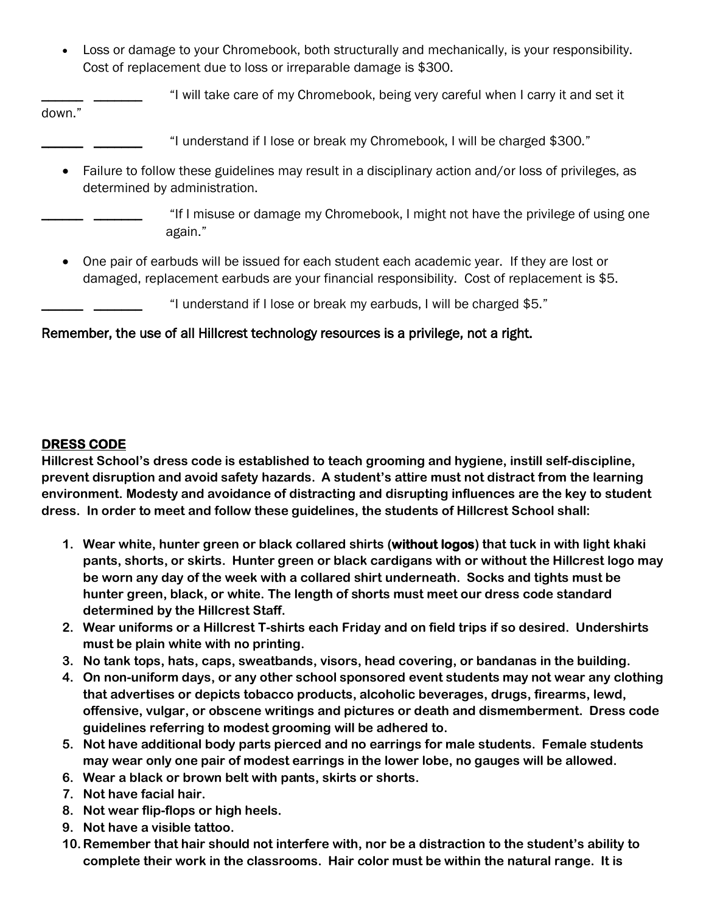- Loss or damage to your Chromebook, both structurally and mechanically, is your responsibility. Cost of replacement due to loss or irreparable damage is $300.

______ _______ "I will take care of my Chromebook, being very careful when I carry it and set it down."

______ _______ "I understand if I lose or break my Chromebook, I will be charged $300."

- Failure to follow these guidelines may result in a disciplinary action and/or loss of privileges, as determined by administration.

______ _______ "If I misuse or damage my Chromebook, I might not have the privilege of using one again."

- One pair of earbuds will be issued for each student each academic year. If they are lost or damaged, replacement earbuds are your financial responsibility. Cost of replacement is $5.

______ _______ "I understand if I lose or break my earbuds, I will be charged $5."

Remember, the use of all Hillcrest technology resources is a privilege, not a right.

## DRESS CODE

**Hillcrest School's dress code is established to teach grooming and hygiene, instill self-discipline, prevent disruption and avoid safety hazards. A student's attire must not distract from the learning environment. Modesty and avoidance of distracting and disrupting influences are the key to student dress. In order to meet and follow these guidelines, the students of Hillcrest School shall:**

1. **Wear white, hunter green or black collared shirts (without logos) that tuck in with light khaki pants, shorts, or skirts. Hunter green or black cardigans with or without the Hillcrest logo may be worn any day of the week with a collared shirt underneath. Socks and tights must be hunter green, black, or white. The length of shorts must meet our dress code standard determined by the Hillcrest Staff.**
2. **Wear uniforms or a Hillcrest T-shirts each Friday and on field trips if so desired. Undershirts must be plain white with no printing.**
3. **No tank tops, hats, caps, sweatbands, visors, head covering, or bandanas in the building.**
4. **On non-uniform days, or any other school sponsored event students may not wear any clothing that advertises or depicts tobacco products, alcoholic beverages, drugs, firearms, lewd, offensive, vulgar, or obscene writings and pictures or death and dismemberment. Dress code guidelines referring to modest grooming will be adhered to.**
5. **Not have additional body parts pierced and no earrings for male students. Female students may wear only one pair of modest earrings in the lower lobe, no gauges will be allowed.**
6. **Wear a black or brown belt with pants, skirts or shorts.**
7. **Not have facial hair.**
8. **Not wear flip-flops or high heels.**
9. **Not have a visible tattoo.**
10. **Remember that hair should not interfere with, nor be a distraction to the student's ability to complete their work in the classrooms. Hair color must be within the natural range. It is**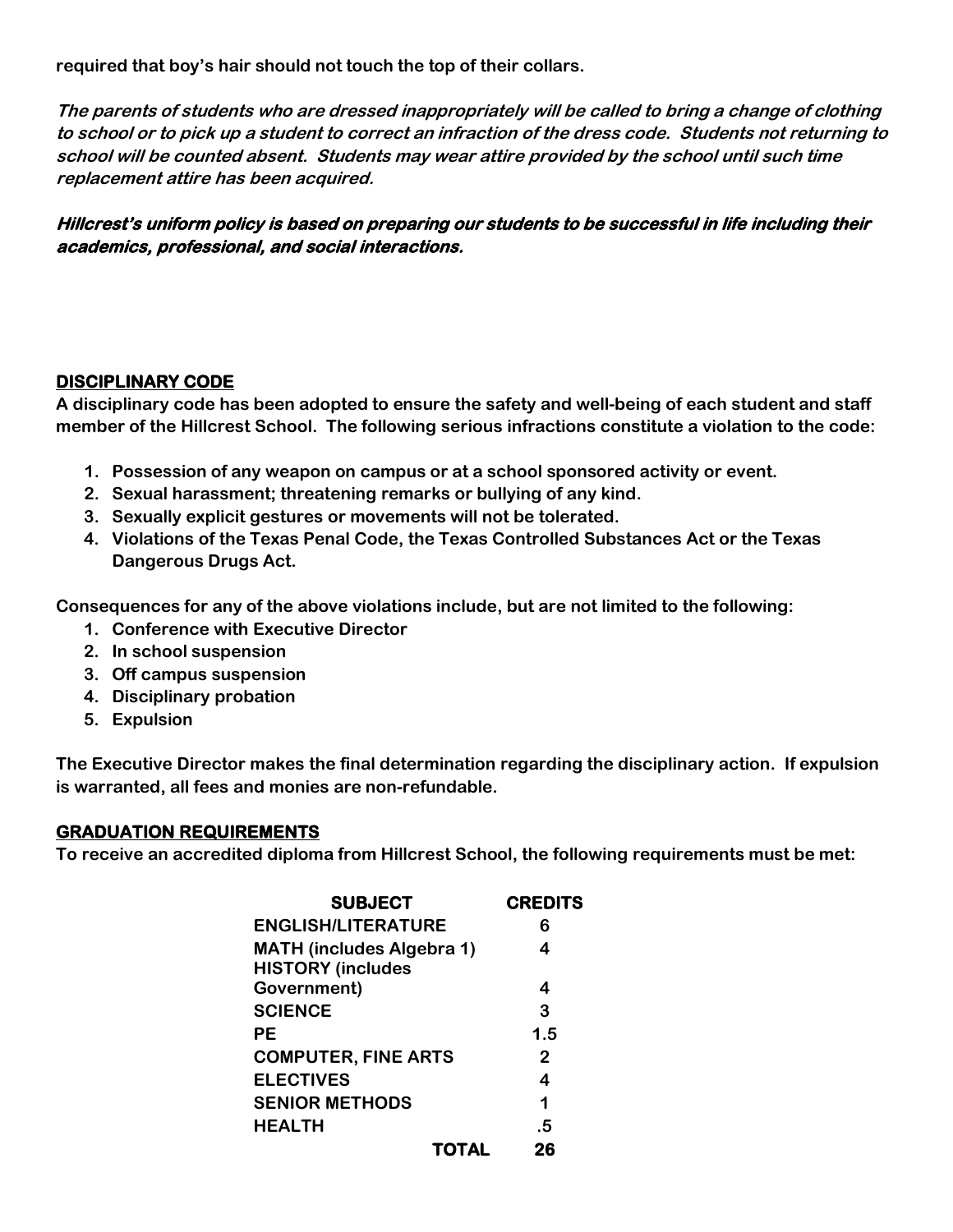**required that boy's hair should not touch the top of their collars.**

***The parents of students who are dressed inappropriately will be called to bring a change of clothing to school or to pick up a student to correct an infraction of the dress code. Students not returning to school will be counted absent. Students may wear attire provided by the school until such time replacement attire has been acquired.***

***Hillcrest's uniform policy is based on preparing our students to be successful in life including their academics, professional, and social interactions.***

## DISCIPLINARY CODE

**A disciplinary code has been adopted to ensure the safety and well-being of each student and staff member of the Hillcrest School. The following serious infractions constitute a violation to the code:**

1. **Possession of any weapon on campus or at a school sponsored activity or event.**
2. **Sexual harassment; threatening remarks or bullying of any kind.**
3. **Sexually explicit gestures or movements will not be tolerated.**
4. **Violations of the Texas Penal Code, the Texas Controlled Substances Act or the Texas Dangerous Drugs Act.**

**Consequences for any of the above violations include, but are not limited to the following:**

1. **Conference with Executive Director**
2. **In school suspension**
3. **Off campus suspension**
4. **Disciplinary probation**
5. **Expulsion**

**The Executive Director makes the final determination regarding the disciplinary action. If expulsion is warranted, all fees and monies are non-refundable.**

## GRADUATION REQUIREMENTS

**To receive an accredited diploma from Hillcrest School, the following requirements must be met:**

| SUBJECT | CREDITS |
|---|---|
| ENGLISH/LITERATURE | 6 |
| MATH (includes Algebra 1) | 4 |
| HISTORY (includes Government) | 4 |
| SCIENCE | 3 |
| PE | 1.5 |
| COMPUTER, FINE ARTS | 2 |
| ELECTIVES | 4 |
| SENIOR METHODS | 1 |
| HEALTH | .5 |
| TOTAL | 26 |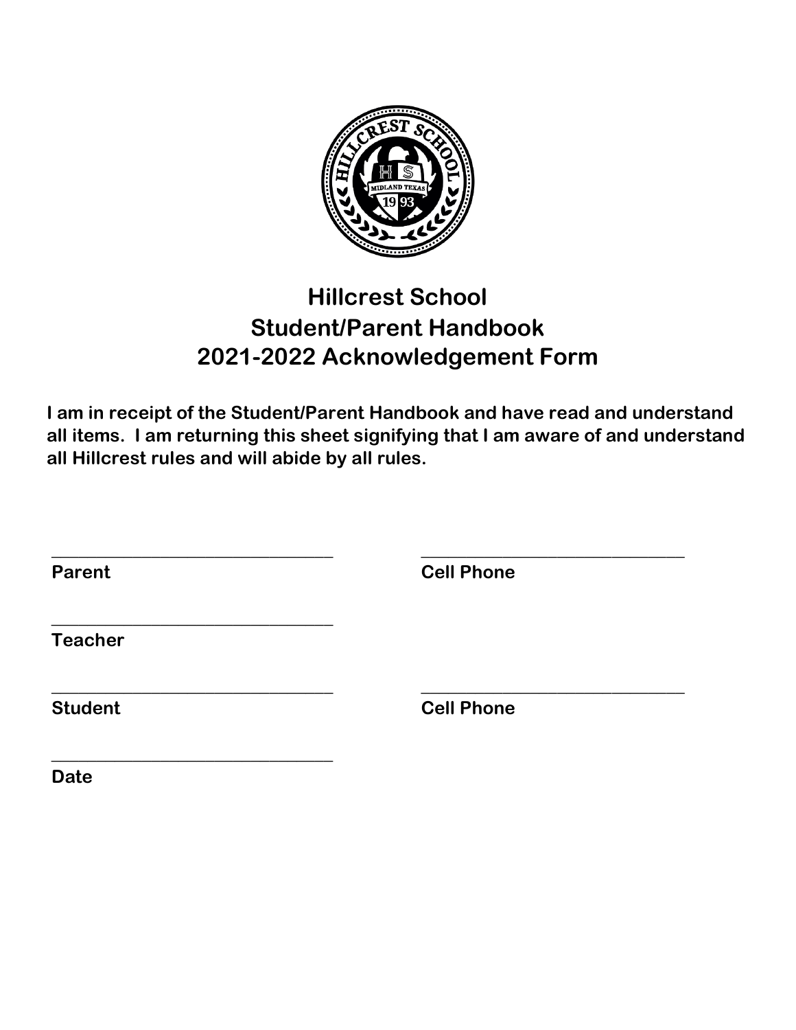# Hillcrest School
# Student/Parent Handbook
# 2021-2022 Acknowledgement Form

**I am in receipt of the Student/Parent Handbook and have read and understand all items. I am returning this sheet signifying that I am aware of and understand all Hillcrest rules and will abide by all rules.**

_______________________________ _______________________________
**Parent** **Cell Phone**

_______________________________
**Teacher**

_______________________________ _______________________________
**Student** **Cell Phone**

_______________________________
**Date**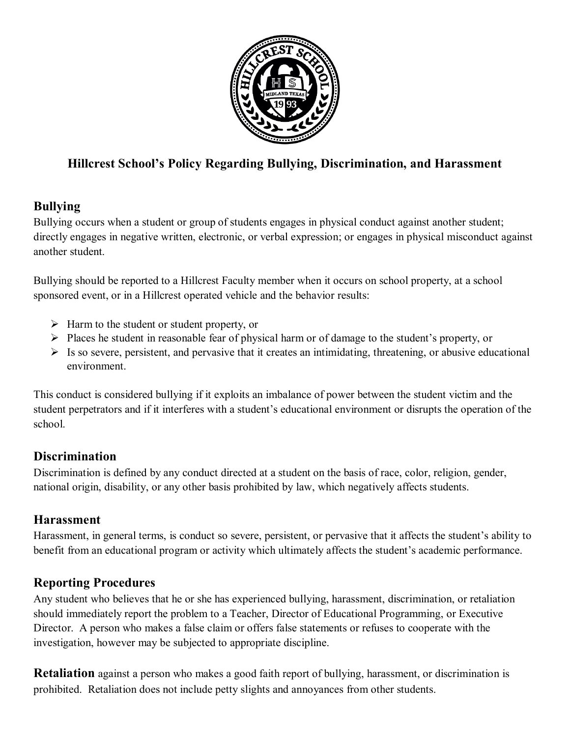# Hillcrest School's Policy Regarding Bullying, Discrimination, and Harassment

## Bullying

Bullying occurs when a student or group of students engages in physical conduct against another student; directly engages in negative written, electronic, or verbal expression; or engages in physical misconduct against another student.

Bullying should be reported to a Hillcrest Faculty member when it occurs on school property, at a school sponsored event, or in a Hillcrest operated vehicle and the behavior results:

- Harm to the student or student property, or
- Places he student in reasonable fear of physical harm or of damage to the student's property, or
- Is so severe, persistent, and pervasive that it creates an intimidating, threatening, or abusive educational environment.

This conduct is considered bullying if it exploits an imbalance of power between the student victim and the student perpetrators and if it interferes with a student's educational environment or disrupts the operation of the school.

## Discrimination

Discrimination is defined by any conduct directed at a student on the basis of race, color, religion, gender, national origin, disability, or any other basis prohibited by law, which negatively affects students.

## Harassment

Harassment, in general terms, is conduct so severe, persistent, or pervasive that it affects the student's ability to benefit from an educational program or activity which ultimately affects the student's academic performance.

## Reporting Procedures

Any student who believes that he or she has experienced bullying, harassment, discrimination, or retaliation should immediately report the problem to a Teacher, Director of Educational Programming, or Executive Director. A person who makes a false claim or offers false statements or refuses to cooperate with the investigation, however may be subjected to appropriate discipline.

**Retaliation** against a person who makes a good faith report of bullying, harassment, or discrimination is prohibited. Retaliation does not include petty slights and annoyances from other students.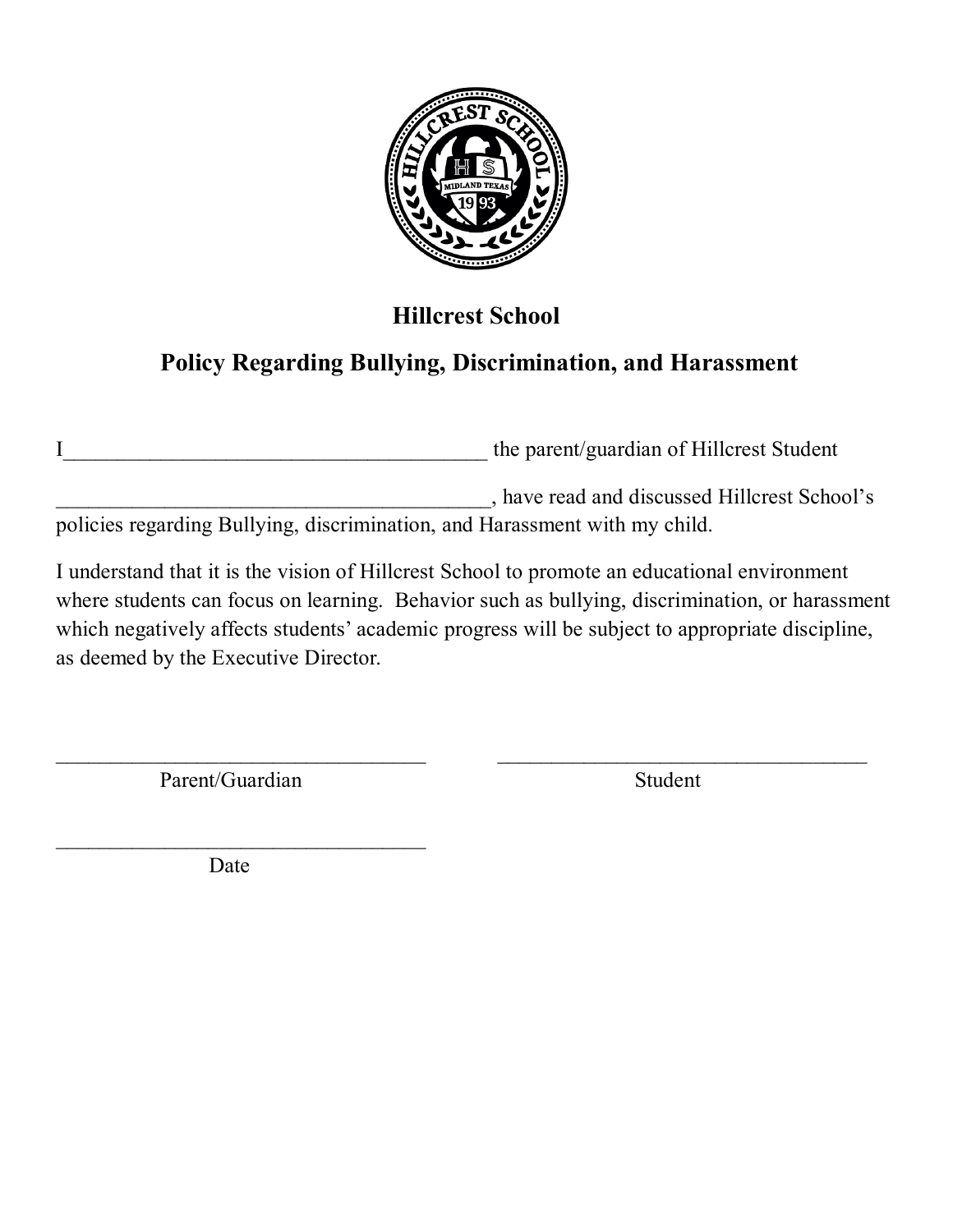# Hillcrest School

## Policy Regarding Bullying, Discrimination, and Harassment

I________________________________________ the parent/guardian of Hillcrest Student

________________________________________, have read and discussed Hillcrest School's policies regarding Bullying, discrimination, and Harassment with my child.

I understand that it is the vision of Hillcrest School to promote an educational environment where students can focus on learning. Behavior such as bullying, discrimination, or harassment which negatively affects students' academic progress will be subject to appropriate discipline, as deemed by the Executive Director.

___________________________________ ___________________________________

Parent/Guardian Student

___________________________________

Date